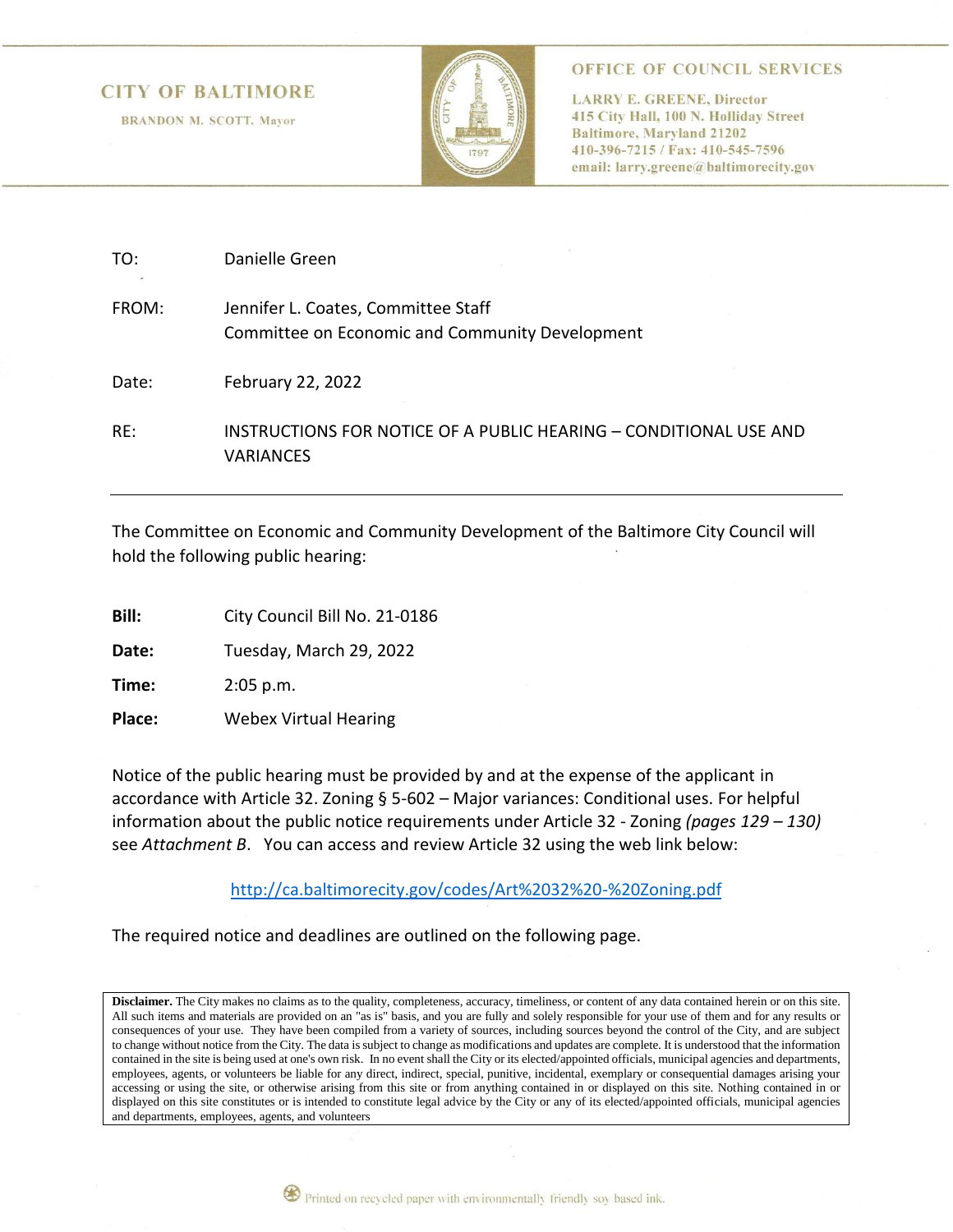**CITY OF BALTIMORE**

BRANDON M. SCOTT, Mayor

**OFFICE OF COUNCIL SERVICES**

LARRY E. GREENE, Director
415 City Hall, 100 N. Holliday Street
Baltimore, Maryland 21202
410-396-7215 / Fax: 410-545-7596
email: larry.greene@baltimorecity.gov

TO: Danielle Green

FROM: Jennifer L. Coates, Committee Staff
Committee on Economic and Community Development

Date: February 22, 2022

RE: INSTRUCTIONS FOR NOTICE OF A PUBLIC HEARING – CONDITIONAL USE AND VARIANCES

---

The Committee on Economic and Community Development of the Baltimore City Council will hold the following public hearing:

**Bill:** City Council Bill No. 21-0186

**Date:** Tuesday, March 29, 2022

**Time:** 2:05 p.m.

**Place:** Webex Virtual Hearing

Notice of the public hearing must be provided by and at the expense of the applicant in accordance with Article 32. Zoning § 5-602 – Major variances: Conditional uses. For helpful information about the public notice requirements under Article 32 - Zoning *(pages 129 – 130)* see *Attachment B*. You can access and review Article 32 using the web link below:

http://ca.baltimorecity.gov/codes/Art%2032%20-%20Zoning.pdf

The required notice and deadlines are outlined on the following page.

**Disclaimer.** The City makes no claims as to the quality, completeness, accuracy, timeliness, or content of any data contained herein or on this site. All such items and materials are provided on an "as is" basis, and you are fully and solely responsible for your use of them and for any results or consequences of your use. They have been compiled from a variety of sources, including sources beyond the control of the City, and are subject to change without notice from the City. The data is subject to change as modifications and updates are complete. It is understood that the information contained in the site is being used at one's own risk. In no event shall the City or its elected/appointed officials, municipal agencies and departments, employees, agents, or volunteers be liable for any direct, indirect, special, punitive, incidental, exemplary or consequential damages arising your accessing or using the site, or otherwise arising from this site or from anything contained in or displayed on this site. Nothing contained in or displayed on this site constitutes or is intended to constitute legal advice by the City or any of its elected/appointed officials, municipal agencies and departments, employees, agents, and volunteers

Printed on recycled paper with environmentally friendly soy based ink.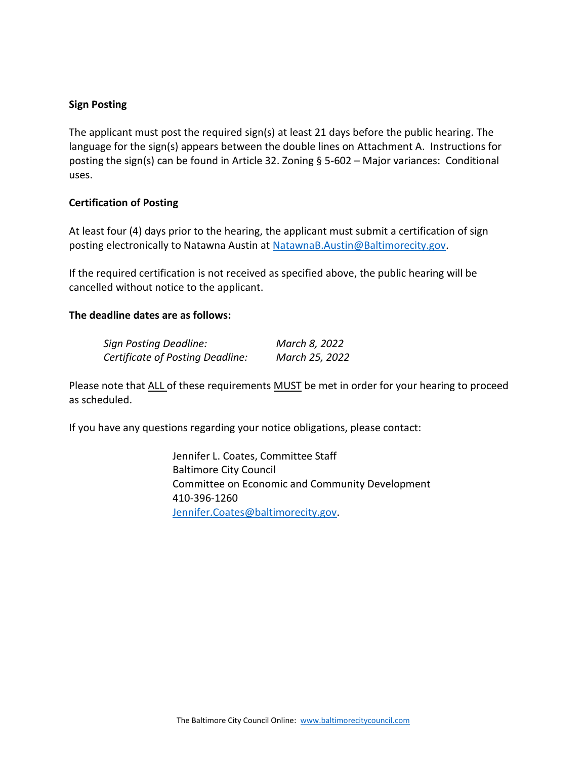**Sign Posting**

The applicant must post the required sign(s) at least 21 days before the public hearing. The language for the sign(s) appears between the double lines on Attachment A. Instructions for posting the sign(s) can be found in Article 32. Zoning § 5-602 – Major variances: Conditional uses.

**Certification of Posting**

At least four (4) days prior to the hearing, the applicant must submit a certification of sign posting electronically to Natawna Austin at NatawnaB.Austin@Baltimorecity.gov.

If the required certification is not received as specified above, the public hearing will be cancelled without notice to the applicant.

**The deadline dates are as follows:**

| | |
|---|---|
| *Sign Posting Deadline:* | *March 8, 2022* |
| *Certificate of Posting Deadline:* | *March 25, 2022* |

Please note that ALL of these requirements MUST be met in order for your hearing to proceed as scheduled.

If you have any questions regarding your notice obligations, please contact:

Jennifer L. Coates, Committee Staff
Baltimore City Council
Committee on Economic and Community Development
410-396-1260
Jennifer.Coates@baltimorecity.gov.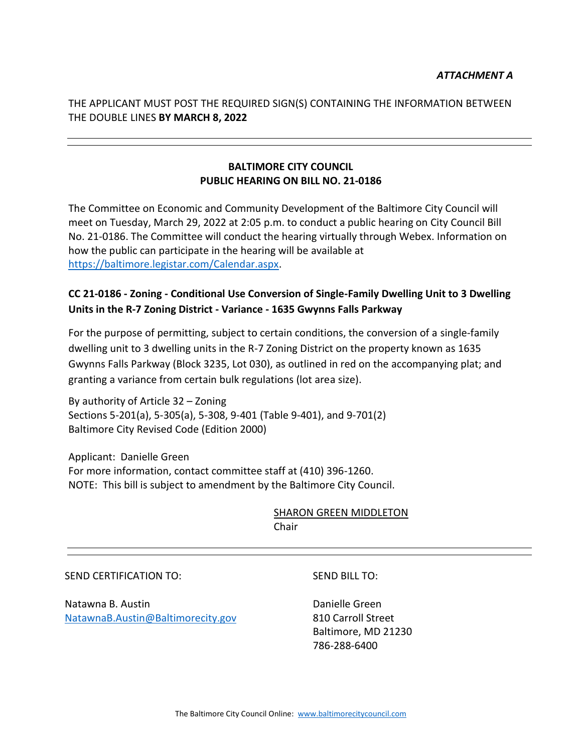*ATTACHMENT A*

THE APPLICANT MUST POST THE REQUIRED SIGN(S) CONTAINING THE INFORMATION BETWEEN THE DOUBLE LINES **BY MARCH 8, 2022**

---

**BALTIMORE CITY COUNCIL**
**PUBLIC HEARING ON BILL NO. 21-0186**

The Committee on Economic and Community Development of the Baltimore City Council will meet on Tuesday, March 29, 2022 at 2:05 p.m. to conduct a public hearing on City Council Bill No. 21-0186. The Committee will conduct the hearing virtually through Webex. Information on how the public can participate in the hearing will be available at https://baltimore.legistar.com/Calendar.aspx.

**CC 21-0186 - Zoning - Conditional Use Conversion of Single-Family Dwelling Unit to 3 Dwelling Units in the R-7 Zoning District - Variance - 1635 Gwynns Falls Parkway**

For the purpose of permitting, subject to certain conditions, the conversion of a single-family dwelling unit to 3 dwelling units in the R-7 Zoning District on the property known as 1635 Gwynns Falls Parkway (Block 3235, Lot 030), as outlined in red on the accompanying plat; and granting a variance from certain bulk regulations (lot area size).

By authority of Article 32 – Zoning
Sections 5-201(a), 5-305(a), 5-308, 9-401 (Table 9-401), and 9-701(2)
Baltimore City Revised Code (Edition 2000)

Applicant: Danielle Green
For more information, contact committee staff at (410) 396-1260.
NOTE: This bill is subject to amendment by the Baltimore City Council.

SHARON GREEN MIDDLETON
Chair

---

SEND CERTIFICATION TO:

Natawna B. Austin
NatawnaB.Austin@Baltimorecity.gov

SEND BILL TO:

Danielle Green
810 Carroll Street
Baltimore, MD 21230
786-288-6400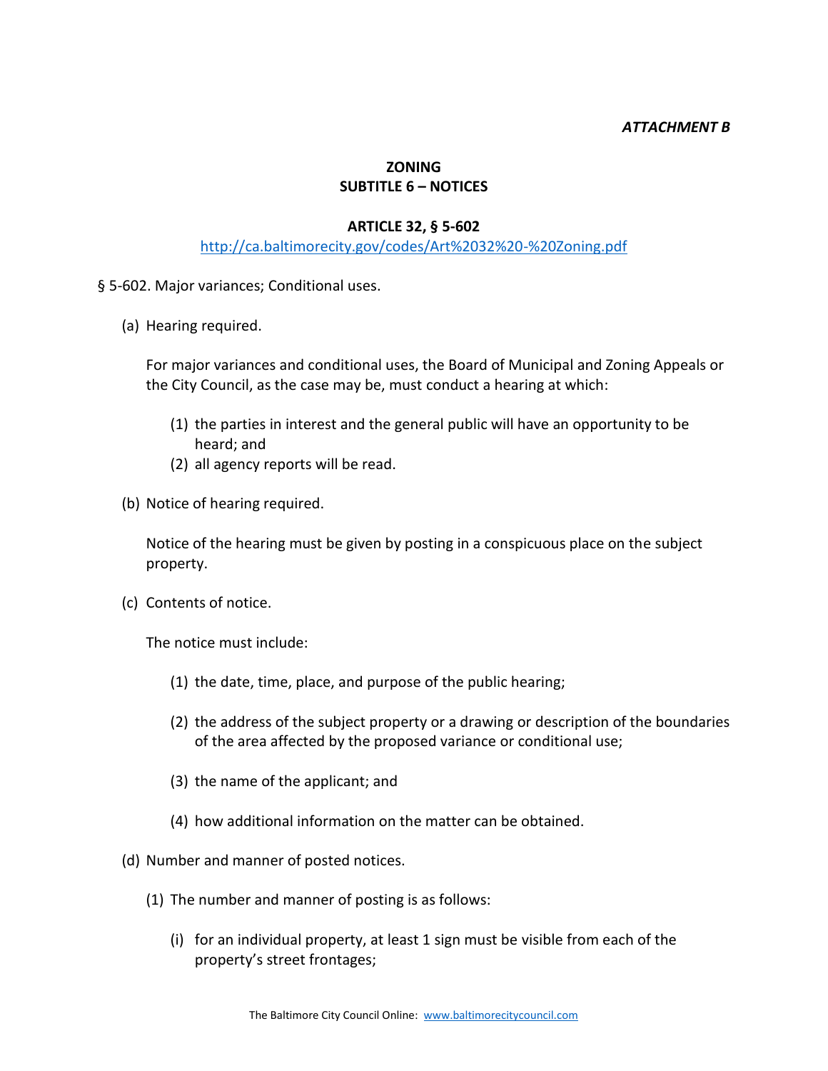*ATTACHMENT B*

**ZONING**
**SUBTITLE 6 – NOTICES**

**ARTICLE 32, § 5-602**
http://ca.baltimorecity.gov/codes/Art%2032%20-%20Zoning.pdf

§ 5-602. Major variances; Conditional uses.

(a) Hearing required.

For major variances and conditional uses, the Board of Municipal and Zoning Appeals or the City Council, as the case may be, must conduct a hearing at which:

(1) the parties in interest and the general public will have an opportunity to be heard; and
(2) all agency reports will be read.

(b) Notice of hearing required.

Notice of the hearing must be given by posting in a conspicuous place on the subject property.

(c) Contents of notice.

The notice must include:

(1) the date, time, place, and purpose of the public hearing;

(2) the address of the subject property or a drawing or description of the boundaries of the area affected by the proposed variance or conditional use;

(3) the name of the applicant; and

(4) how additional information on the matter can be obtained.

(d) Number and manner of posted notices.

(1) The number and manner of posting is as follows:

(i) for an individual property, at least 1 sign must be visible from each of the property's street frontages;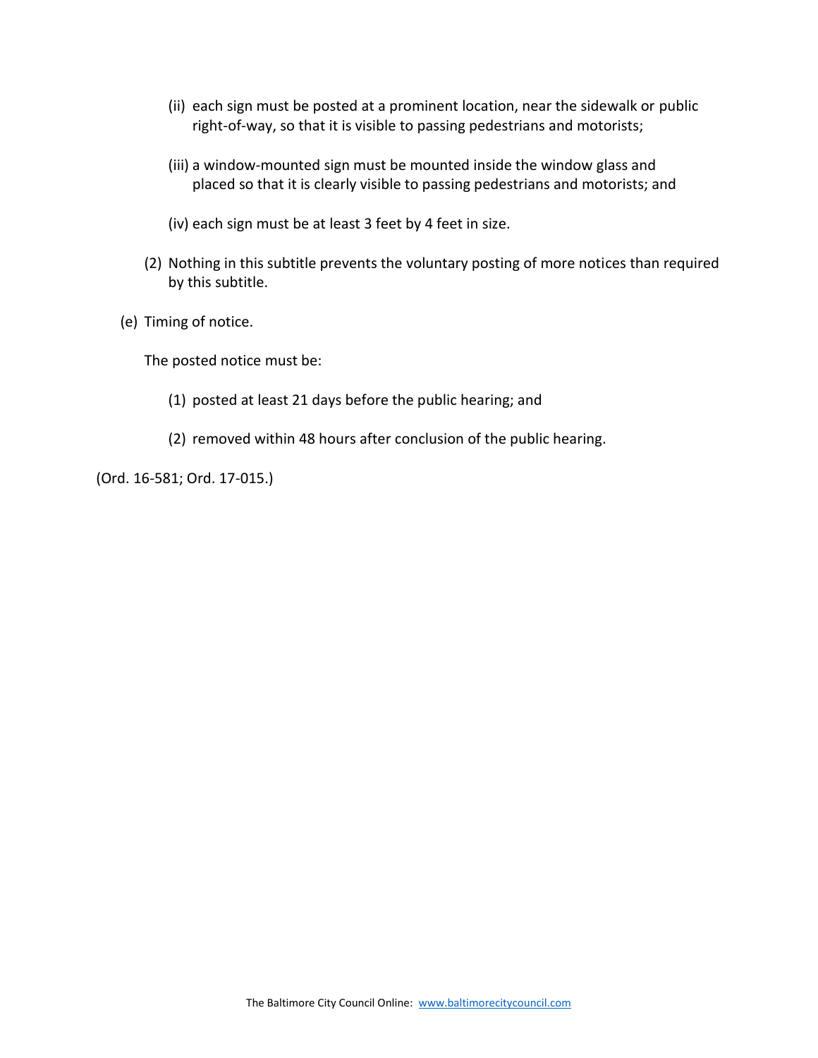(ii) each sign must be posted at a prominent location, near the sidewalk or public right-of-way, so that it is visible to passing pedestrians and motorists;

(iii) a window-mounted sign must be mounted inside the window glass and placed so that it is clearly visible to passing pedestrians and motorists; and

(iv) each sign must be at least 3 feet by 4 feet in size.

(2) Nothing in this subtitle prevents the voluntary posting of more notices than required by this subtitle.

(e) Timing of notice.

The posted notice must be:

(1) posted at least 21 days before the public hearing; and

(2) removed within 48 hours after conclusion of the public hearing.

(Ord. 16-581; Ord. 17-015.)